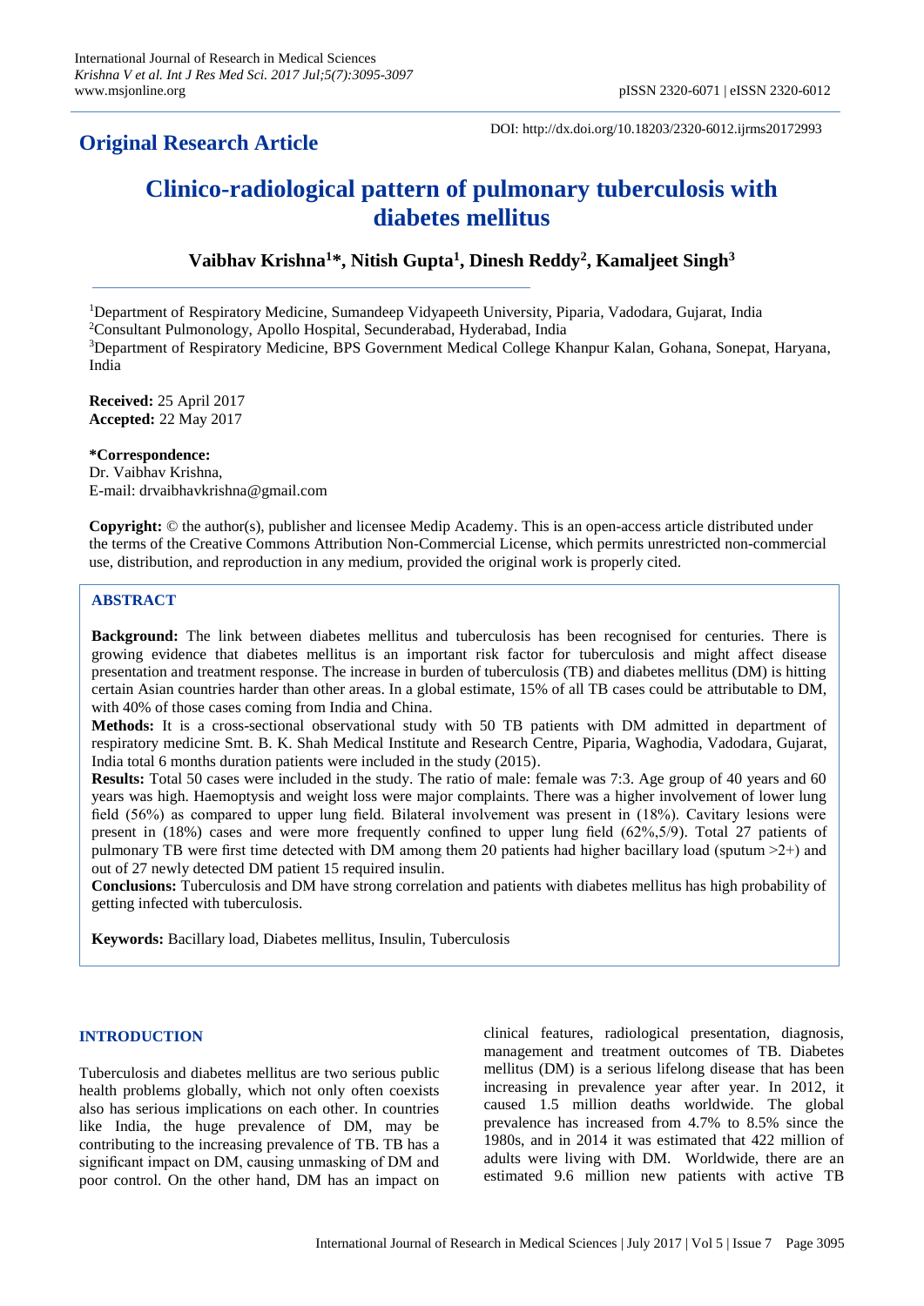International Journal of Research in Medical Sciences
*Krishna V et al. Int J Res Med Sci. 2017 Jul;5(7):3095-3097*
www.msjonline.org

pISSN 2320-6071 | eISSN 2320-6012

DOI: http://dx.doi.org/10.18203/2320-6012.ijrms20172993

## Original Research Article

# Clinico-radiological pattern of pulmonary tuberculosis with diabetes mellitus

**Vaibhav Krishna[1]*, Nitish Gupta[1], Dinesh Reddy[2], Kamaljeet Singh[3]**

[1]Department of Respiratory Medicine, Sumandeep Vidyapeeth University, Piparia, Vadodara, Gujarat, India
[2]Consultant Pulmonology, Apollo Hospital, Secunderabad, Hyderabad, India
[3]Department of Respiratory Medicine, BPS Government Medical College Khanpur Kalan, Gohana, Sonepat, Haryana, India

**Received:** 25 April 2017
**Accepted:** 22 May 2017

***Correspondence:**
Dr. Vaibhav Krishna,
E-mail: drvaibhavkrishna@gmail.com

**Copyright:** © the author(s), publisher and licensee Medip Academy. This is an open-access article distributed under the terms of the Creative Commons Attribution Non-Commercial License, which permits unrestricted non-commercial use, distribution, and reproduction in any medium, provided the original work is properly cited.

## ABSTRACT

**Background:** The link between diabetes mellitus and tuberculosis has been recognised for centuries. There is growing evidence that diabetes mellitus is an important risk factor for tuberculosis and might affect disease presentation and treatment response. The increase in burden of tuberculosis (TB) and diabetes mellitus (DM) is hitting certain Asian countries harder than other areas. In a global estimate, 15% of all TB cases could be attributable to DM, with 40% of those cases coming from India and China.

**Methods:** It is a cross-sectional observational study with 50 TB patients with DM admitted in department of respiratory medicine Smt. B. K. Shah Medical Institute and Research Centre, Piparia, Waghodia, Vadodara, Gujarat, India total 6 months duration patients were included in the study (2015).

**Results:** Total 50 cases were included in the study. The ratio of male: female was 7:3. Age group of 40 years and 60 years was high. Haemoptysis and weight loss were major complaints. There was a higher involvement of lower lung field (56%) as compared to upper lung field. Bilateral involvement was present in (18%). Cavitary lesions were present in (18%) cases and were more frequently confined to upper lung field (62%,5/9). Total 27 patients of pulmonary TB were first time detected with DM among them 20 patients had higher bacillary load (sputum >2+) and out of 27 newly detected DM patient 15 required insulin.

**Conclusions:** Tuberculosis and DM have strong correlation and patients with diabetes mellitus has high probability of getting infected with tuberculosis.

**Keywords:** Bacillary load, Diabetes mellitus, Insulin, Tuberculosis

## INTRODUCTION

Tuberculosis and diabetes mellitus are two serious public health problems globally, which not only often coexists also has serious implications on each other. In countries like India, the huge prevalence of DM, may be contributing to the increasing prevalence of TB. TB has a significant impact on DM, causing unmasking of DM and poor control. On the other hand, DM has an impact on clinical features, radiological presentation, diagnosis, management and treatment outcomes of TB. Diabetes mellitus (DM) is a serious lifelong disease that has been increasing in prevalence year after year. In 2012, it caused 1.5 million deaths worldwide. The global prevalence has increased from 4.7% to 8.5% since the 1980s, and in 2014 it was estimated that 422 million of adults were living with DM. Worldwide, there are an estimated 9.6 million new patients with active TB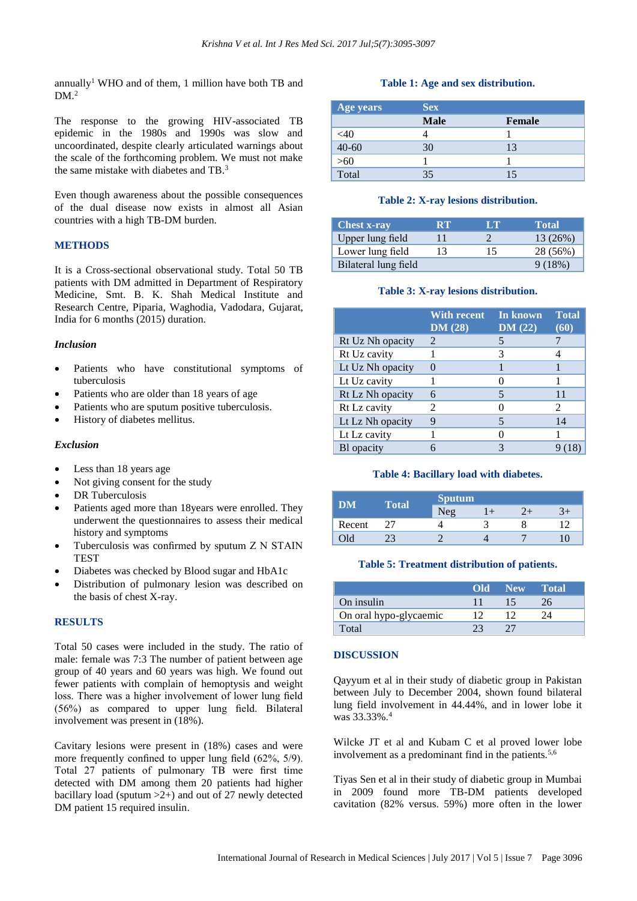annually[1] WHO and of them, 1 million have both TB and DM.[2]

The response to the growing HIV-associated TB epidemic in the 1980s and 1990s was slow and uncoordinated, despite clearly articulated warnings about the scale of the forthcoming problem. We must not make the same mistake with diabetes and TB.[3]

Even though awareness about the possible consequences of the dual disease now exists in almost all Asian countries with a high TB-DM burden.

## METHODS

It is a Cross-sectional observational study. Total 50 TB patients with DM admitted in Department of Respiratory Medicine, Smt. B. K. Shah Medical Institute and Research Centre, Piparia, Waghodia, Vadodara, Gujarat, India for 6 months (2015) duration.

### *Inclusion*

- Patients who have constitutional symptoms of tuberculosis
- Patients who are older than 18 years of age
- Patients who are sputum positive tuberculosis.
- History of diabetes mellitus.

### *Exclusion*

- Less than 18 years age
- Not giving consent for the study
- DR Tuberculosis
- Patients aged more than 18years were enrolled. They underwent the questionnaires to assess their medical history and symptoms
- Tuberculosis was confirmed by sputum Z N STAIN TEST
- Diabetes was checked by Blood sugar and HbA1c
- Distribution of pulmonary lesion was described on the basis of chest X-ray.

## RESULTS

Total 50 cases were included in the study. The ratio of male: female was 7:3 The number of patient between age group of 40 years and 60 years was high. We found out fewer patients with complain of hemoptysis and weight loss. There was a higher involvement of lower lung field (56%) as compared to upper lung field. Bilateral involvement was present in (18%).

Cavitary lesions were present in (18%) cases and were more frequently confined to upper lung field (62%, 5/9). Total 27 patients of pulmonary TB were first time detected with DM among them 20 patients had higher bacillary load (sputum >2+) and out of 27 newly detected DM patient 15 required insulin.

**Table 1: Age and sex distribution.**

| Age years | Sex | |
|---|---|---|
| | Male | Female |
| <40 | 4 | 1 |
| 40-60 | 30 | 13 |
| >60 | 1 | 1 |
| Total | 35 | 15 |

**Table 2: X-ray lesions distribution.**

| Chest x-ray | RT | LT | Total |
|---|---|---|---|
| Upper lung field | 11 | 2 | 13 (26%) |
| Lower lung field | 13 | 15 | 28 (56%) |
| Bilateral lung field | | | 9 (18%) |

**Table 3: X-ray lesions distribution.**

| | With recent DM (28) | In known DM (22) | Total (60) |
|---|---|---|---|
| Rt Uz Nh opacity | 2 | 5 | 7 |
| Rt Uz cavity | 1 | 3 | 4 |
| Lt Uz Nh opacity | 0 | 1 | 1 |
| Lt Uz cavity | 1 | 0 | 1 |
| Rt Lz Nh opacity | 6 | 5 | 11 |
| Rt Lz cavity | 2 | 0 | 2 |
| Lt Lz Nh opacity | 9 | 5 | 14 |
| Lt Lz cavity | 1 | 0 | 1 |
| Bl opacity | 6 | 3 | 9 (18) |

**Table 4: Bacillary load with diabetes.**

| DM | Total | Sputum | | | |
|---|---|---|---|---|---|
| | | Neg | 1+ | 2+ | 3+ |
| Recent | 27 | 4 | 3 | 8 | 12 |
| Old | 23 | 2 | 4 | 7 | 10 |

**Table 5: Treatment distribution of patients.**

| | Old | New | Total |
|---|---|---|---|
| On insulin | 11 | 15 | 26 |
| On oral hypo-glycaemic | 12 | 12 | 24 |
| Total | 23 | 27 | |

## DISCUSSION

Qayyum et al in their study of diabetic group in Pakistan between July to December 2004, shown found bilateral lung field involvement in 44.44%, and in lower lobe it was 33.33%.[4]

Wilcke JT et al and Kubam C et al proved lower lobe involvement as a predominant find in the patients.[5,6]

Tiyas Sen et al in their study of diabetic group in Mumbai in 2009 found more TB-DM patients developed cavitation (82% versus. 59%) more often in the lower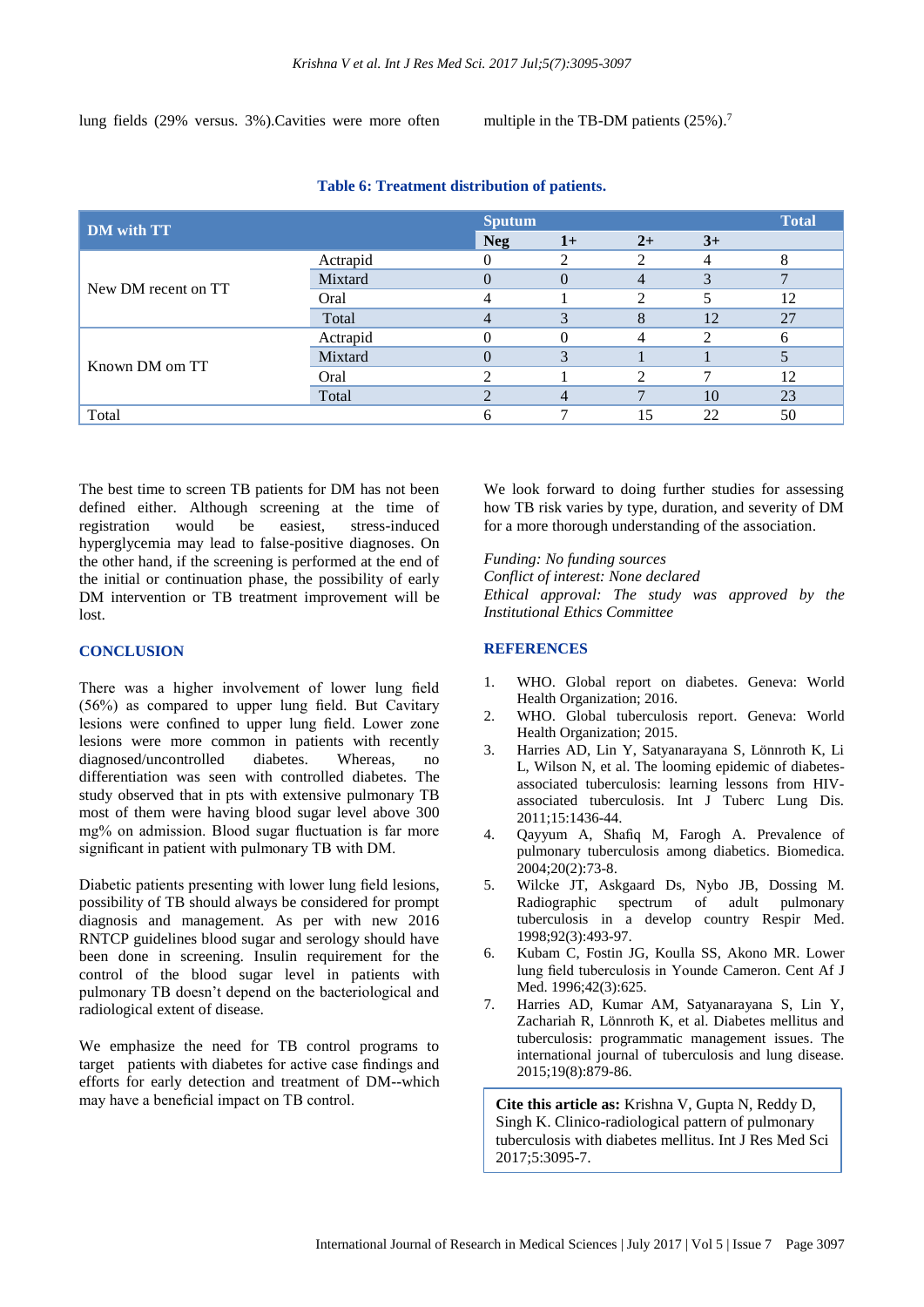lung fields (29% versus. 3%).Cavities were more often multiple in the TB-DM patients (25%).[7]

**Table 6: Treatment distribution of patients.**

| DM with TT | | Sputum | | | | Total |
|---|---|---|---|---|---|---|
| | | Neg | 1+ | 2+ | 3+ | |
| New DM recent on TT | Actrapid | 0 | 2 | 2 | 4 | 8 |
| | Mixtard | 0 | 0 | 4 | 3 | 7 |
| | Oral | 4 | 1 | 2 | 5 | 12 |
| | Total | 4 | 3 | 8 | 12 | 27 |
| Known DM om TT | Actrapid | 0 | 0 | 4 | 2 | 6 |
| | Mixtard | 0 | 3 | 1 | 1 | 5 |
| | Oral | 2 | 1 | 2 | 7 | 12 |
| | Total | 2 | 4 | 7 | 10 | 23 |
| Total | | 6 | 7 | 15 | 22 | 50 |

The best time to screen TB patients for DM has not been defined either. Although screening at the time of registration would be easiest, stress-induced hyperglycemia may lead to false-positive diagnoses. On the other hand, if the screening is performed at the end of the initial or continuation phase, the possibility of early DM intervention or TB treatment improvement will be lost.

## CONCLUSION

There was a higher involvement of lower lung field (56%) as compared to upper lung field. But Cavitary lesions were confined to upper lung field. Lower zone lesions were more common in patients with recently diagnosed/uncontrolled diabetes. Whereas, no differentiation was seen with controlled diabetes. The study observed that in pts with extensive pulmonary TB most of them were having blood sugar level above 300 mg% on admission. Blood sugar fluctuation is far more significant in patient with pulmonary TB with DM.

Diabetic patients presenting with lower lung field lesions, possibility of TB should always be considered for prompt diagnosis and management. As per with new 2016 RNTCP guidelines blood sugar and serology should have been done in screening. Insulin requirement for the control of the blood sugar level in patients with pulmonary TB doesn't depend on the bacteriological and radiological extent of disease.

We emphasize the need for TB control programs to target patients with diabetes for active case findings and efforts for early detection and treatment of DM--which may have a beneficial impact on TB control.

We look forward to doing further studies for assessing how TB risk varies by type, duration, and severity of DM for a more thorough understanding of the association.

*Funding: No funding sources*
*Conflict of interest: None declared*
*Ethical approval: The study was approved by the Institutional Ethics Committee*

## REFERENCES

1. WHO. Global report on diabetes. Geneva: World Health Organization; 2016.
2. WHO. Global tuberculosis report. Geneva: World Health Organization; 2015.
3. Harries AD, Lin Y, Satyanarayana S, Lönnroth K, Li L, Wilson N, et al. The looming epidemic of diabetes-associated tuberculosis: learning lessons from HIV-associated tuberculosis. Int J Tuberc Lung Dis. 2011;15:1436-44.
4. Qayyum A, Shafiq M, Farogh A. Prevalence of pulmonary tuberculosis among diabetics. Biomedica. 2004;20(2):73-8.
5. Wilcke JT, Askgaard Ds, Nybo JB, Dossing M. Radiographic spectrum of adult pulmonary tuberculosis in a develop country Respir Med. 1998;92(3):493-97.
6. Kubam C, Fostin JG, Koulla SS, Akono MR. Lower lung field tuberculosis in Younde Cameron. Cent Af J Med. 1996;42(3):625.
7. Harries AD, Kumar AM, Satyanarayana S, Lin Y, Zachariah R, Lönnroth K, et al. Diabetes mellitus and tuberculosis: programmatic management issues. The international journal of tuberculosis and lung disease. 2015;19(8):879-86.

**Cite this article as:** Krishna V, Gupta N, Reddy D, Singh K. Clinico-radiological pattern of pulmonary tuberculosis with diabetes mellitus. Int J Res Med Sci 2017;5:3095-7.